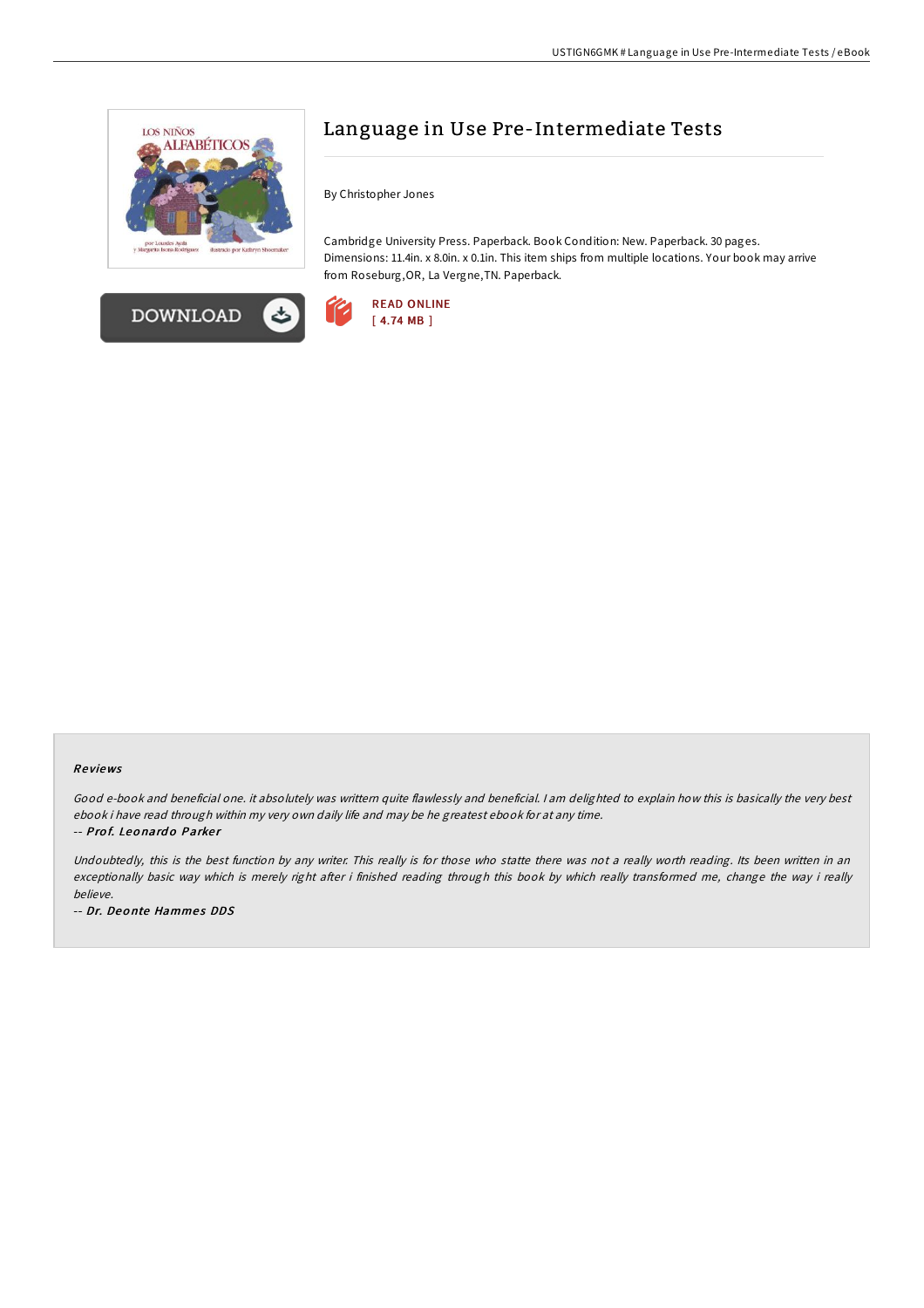# Language in Use Pre-Intermediate Tests

By Christopher Jones

Cambridge University Press. Paperback. Book Condition: New. Paperback. 30 pages. Dimensions: 11.4in. x 8.0in. x 0.1in. This item ships from multiple locations. Your book may arrive from Roseburg,OR, La Vergne,TN. Paperback.

DOWNLOAD

READ ONLINE
[ 4.74 MB ]

## Reviews

*Good e-book and beneficial one. it absolutely was writtern quite flawlessly and beneficial. I am delighted to explain how this is basically the very best ebook i have read through within my very own daily life and may be he greatest ebook for at any time.*

-- ***Prof. Leonardo Parker***

*Undoubtedly, this is the best function by any writer. This really is for those who statte there was not a really worth reading. Its been written in an exceptionally basic way which is merely right after i finished reading through this book by which really transformed me, change the way i really believe.*

-- ***Dr. Deonte Hammes DDS***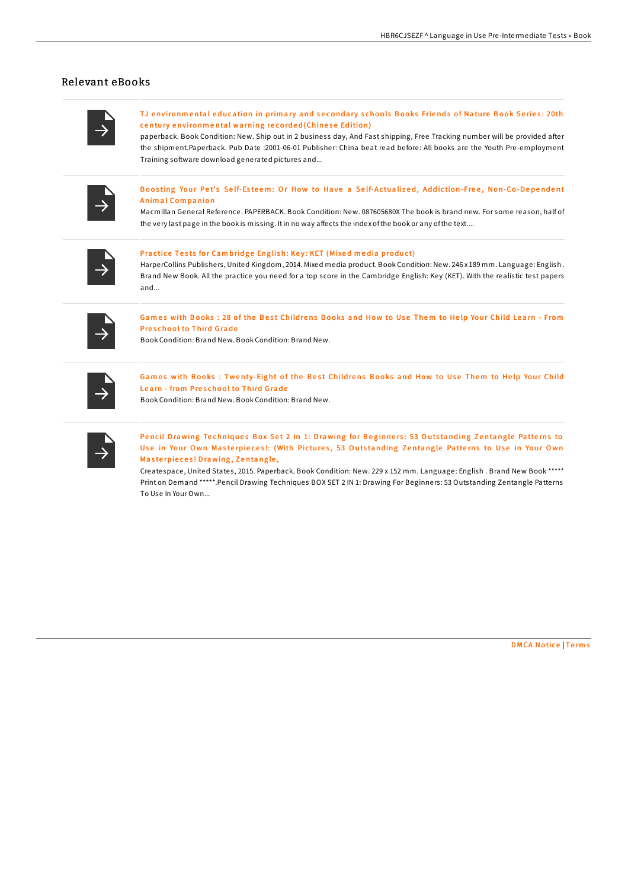## Relevant eBooks

**TJ environmental education in primary and secondary schools Books Friends of Nature Book Series: 20th century environmental warning recorded(Chinese Edition)**

paperback. Book Condition: New. Ship out in 2 business day, And Fast shipping, Free Tracking number will be provided after the shipment.Paperback. Pub Date :2001-06-01 Publisher: China beat read before: All books are the Youth Pre-employment Training software download generated pictures and...

**Boosting Your Pet's Self-Esteem: Or How to Have a Self-Actualized, Addiction-Free, Non-Co-Dependent Animal Companion**

Macmillan General Reference. PAPERBACK. Book Condition: New. 087605680X The book is brand new. For some reason, half of the very last page in the book is missing. It in no way affects the index of the book or any of the text....

**Practice Tests for Cambridge English: Key: KET (Mixed media product)**

HarperCollins Publishers, United Kingdom, 2014. Mixed media product. Book Condition: New. 246 x 189 mm. Language: English . Brand New Book. All the practice you need for a top score in the Cambridge English: Key (KET). With the realistic test papers and...

**Games with Books : 28 of the Best Childrens Books and How to Use Them to Help Your Child Learn - From Preschool to Third Grade**

Book Condition: Brand New. Book Condition: Brand New.

**Games with Books : Twenty-Eight of the Best Childrens Books and How to Use Them to Help Your Child Learn - from Preschool to Third Grade**

Book Condition: Brand New. Book Condition: Brand New.

**Pencil Drawing Techniques Box Set 2 in 1: Drawing for Beginners: 53 Outstanding Zentangle Patterns to Use in Your Own Masterpieces!: (With Pictures, 53 Outstanding Zentangle Patterns to Use in Your Own Masterpieces! Drawing, Zentangle,**

Createspace, United States, 2015. Paperback. Book Condition: New. 229 x 152 mm. Language: English . Brand New Book ***** Print on Demand *****.Pencil Drawing Techniques BOX SET 2 IN 1: Drawing For Beginners: 53 Outstanding Zentangle Patterns To Use In Your Own...

DMCA Notice | Terms